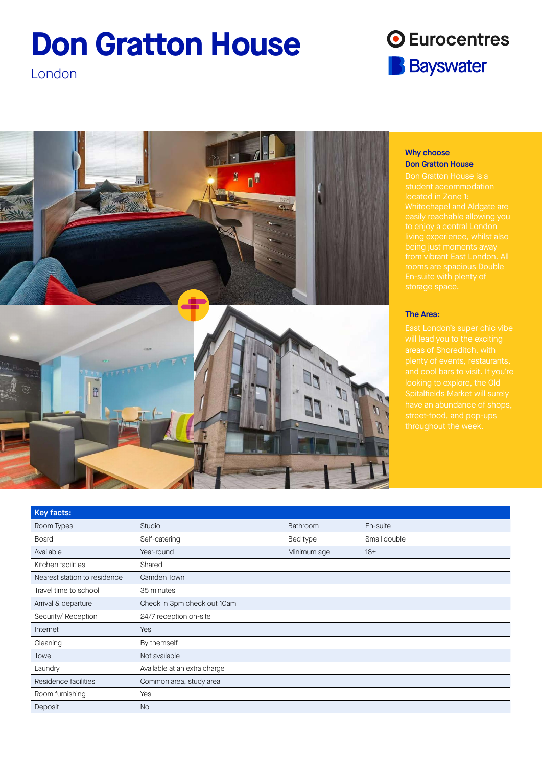# Don Gratton House

London

Eurocentres
Bayswater

### Why choose Don Gratton House

Don Gratton House is a student accommodation located in Zone 1: Whitechapel and Aldgate are easily reachable allowing you to enjoy a central London living experience, whilst also being just moments away from vibrant East London. All rooms are spacious Double En-suite with plenty of storage space.

### The Area:

East London's super chic vibe will lead you to the exciting areas of Shoreditch, with plenty of events, restaurants, and cool bars to visit. If you're looking to explore, the Old Spitalfields Market will surely have an abundance of shops, street-food, and pop-ups throughout the week.

| Key facts: | | | |
|---|---|---|---|
| Room Types | Studio | Bathroom | En-suite |
| Board | Self-catering | Bed type | Small double |
| Available | Year-round | Minimum age | 18+ |
| Kitchen facilities | Shared | | |
| Nearest station to residence | Camden Town | | |
| Travel time to school | 35 minutes | | |
| Arrival & departure | Check in 3pm check out 10am | | |
| Security/ Reception | 24/7 reception on-site | | |
| Internet | Yes | | |
| Cleaning | By themself | | |
| Towel | Not available | | |
| Laundry | Available at an extra charge | | |
| Residence facilities | Common area, study area | | |
| Room furnishing | Yes | | |
| Deposit | No | | |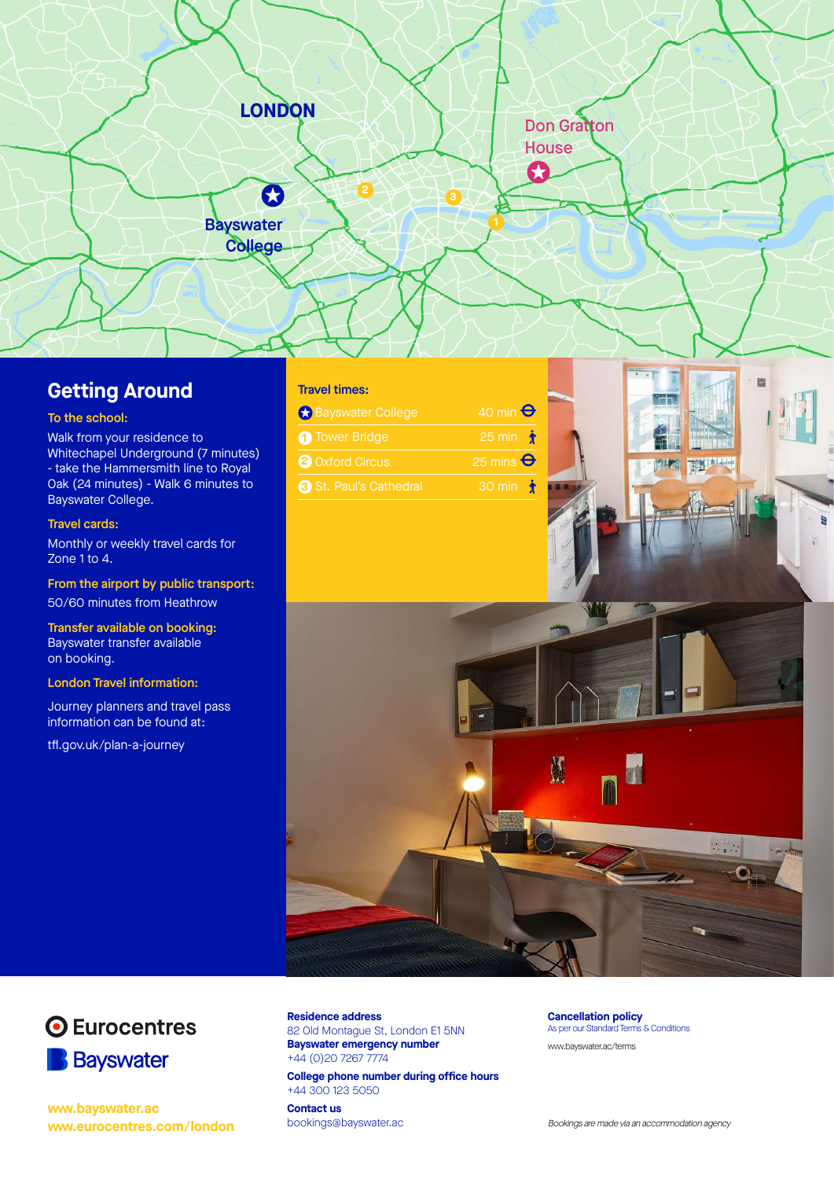LONDON

Bayswater College

Don Gratton House

## Getting Around

**To the school:**

Walk from your residence to Whitechapel Underground (7 minutes) - take the Hammersmith line to Royal Oak (24 minutes) - Walk 6 minutes to Bayswater College.

**Travel cards:**

Monthly or weekly travel cards for Zone 1 to 4.

**From the airport by public transport:**

50/60 minutes from Heathrow

**Transfer available on booking:**

Bayswater transfer available on booking.

**London Travel information:**

Journey planners and travel pass information can be found at:

tfl.gov.uk/plan-a-journey

**Travel times:**

| | | |
|---|---|---|
| ★ Bayswater College | 40 min | Underground |
| 1 Tower Bridge | 25 min | Walk |
| 2 Oxford Circus | 25 mins | Underground |
| 3 St. Paul's Cathedral | 30 min | Walk |

Eurocentres

Bayswater

www.bayswater.ac
www.eurocentres.com/london

**Residence address**
82 Old Montague St, London E1 5NN

**Bayswater emergency number**
+44 (0)20 7267 7774

**College phone number during office hours**
+44 300 123 5050

**Contact us**
bookings@bayswater.ac

**Cancellation policy**
As per our Standard Terms & Conditions

www.bayswater.ac/terms

*Bookings are made via an accommodation agency*